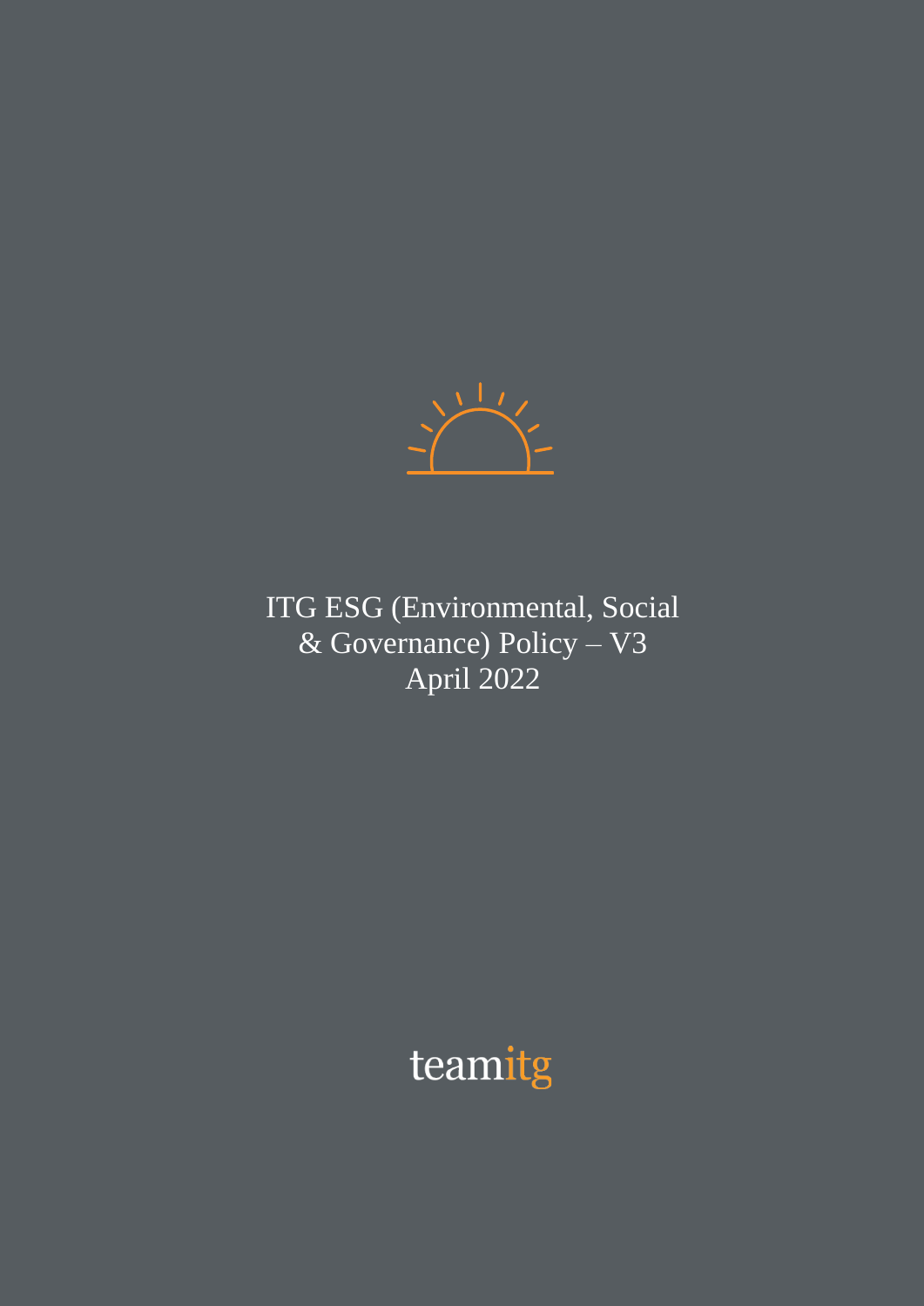# ITG ESG (Environmental, Social & Governance) Policy – V3

April 2022

teamitg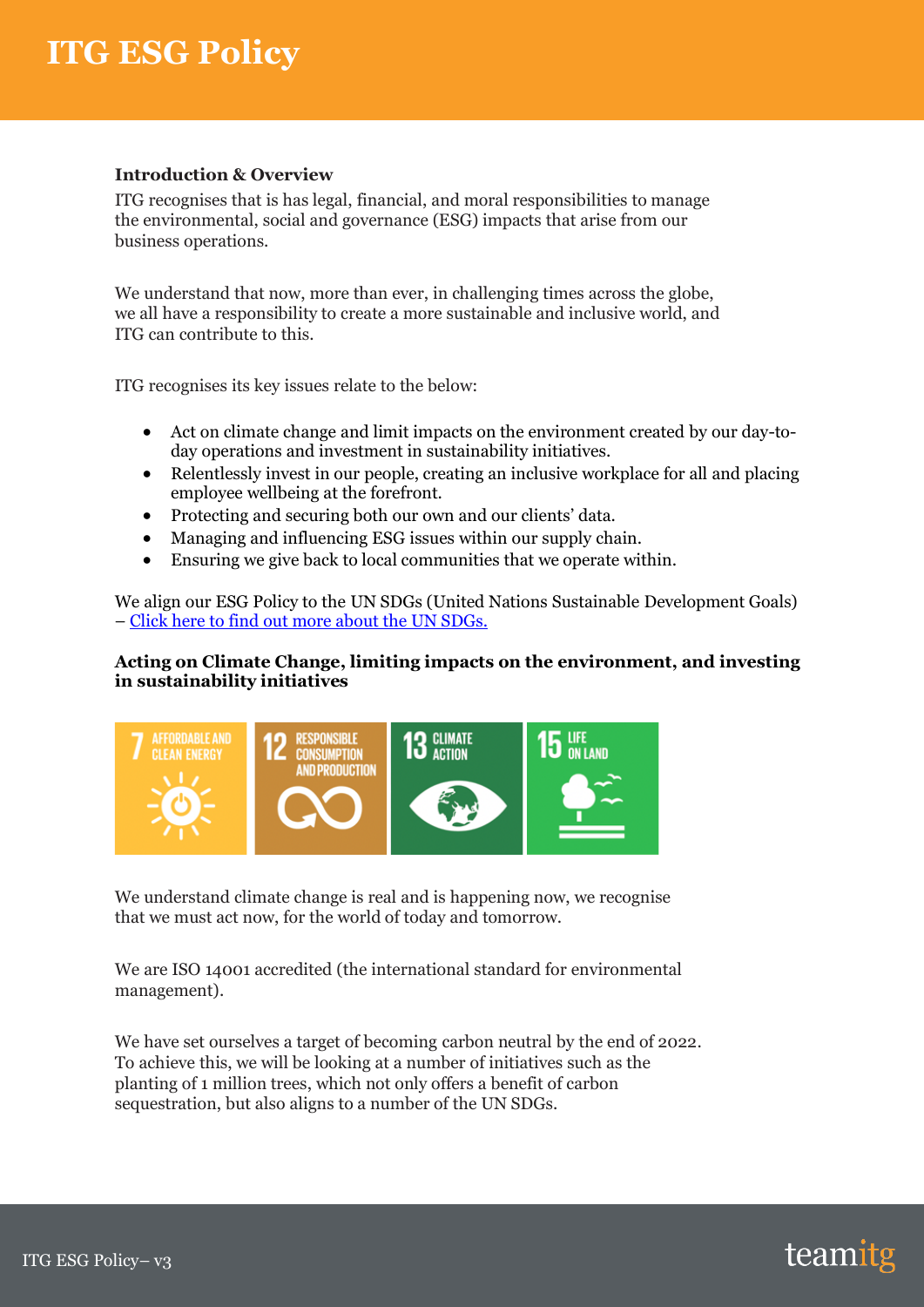# ITG ESG Policy

**Introduction & Overview**

ITG recognises that is has legal, financial, and moral responsibilities to manage the environmental, social and governance (ESG) impacts that arise from our business operations.

We understand that now, more than ever, in challenging times across the globe, we all have a responsibility to create a more sustainable and inclusive world, and ITG can contribute to this.

ITG recognises its key issues relate to the below:

- Act on climate change and limit impacts on the environment created by our day-to-day operations and investment in sustainability initiatives.
- Relentlessly invest in our people, creating an inclusive workplace for all and placing employee wellbeing at the forefront.
- Protecting and securing both our own and our clients' data.
- Managing and influencing ESG issues within our supply chain.
- Ensuring we give back to local communities that we operate within.

We align our ESG Policy to the UN SDGs (United Nations Sustainable Development Goals) – [Click here to find out more about the UN SDGs.]

**Acting on Climate Change, limiting impacts on the environment, and investing in sustainability initiatives**

7 AFFORDABLE AND CLEAN ENERGY | 12 RESPONSIBLE CONSUMPTION AND PRODUCTION | 13 CLIMATE ACTION | 15 LIFE ON LAND

We understand climate change is real and is happening now, we recognise that we must act now, for the world of today and tomorrow.

We are ISO 14001 accredited (the international standard for environmental management).

We have set ourselves a target of becoming carbon neutral by the end of 2022. To achieve this, we will be looking at a number of initiatives such as the planting of 1 million trees, which not only offers a benefit of carbon sequestration, but also aligns to a number of the UN SDGs.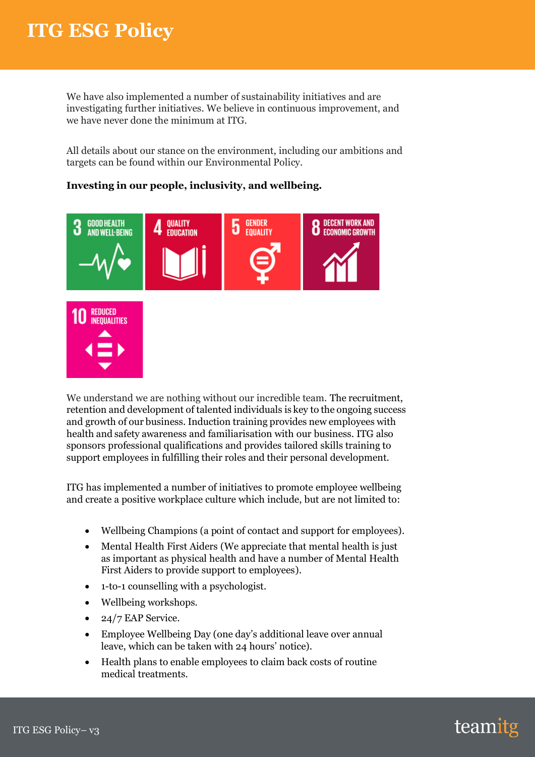We have also implemented a number of sustainability initiatives and are investigating further initiatives. We believe in continuous improvement, and we have never done the minimum at ITG.

All details about our stance on the environment, including our ambitions and targets can be found within our Environmental Policy.

**Investing in our people, inclusivity, and wellbeing.**

3 GOOD HEALTH AND WELL-BEING

4 QUALITY EDUCATION

5 GENDER EQUALITY

8 DECENT WORK AND ECONOMIC GROWTH

10 REDUCED INEQUALITIES

We understand we are nothing without our incredible team. The recruitment, retention and development of talented individuals is key to the ongoing success and growth of our business. Induction training provides new employees with health and safety awareness and familiarisation with our business. ITG also sponsors professional qualifications and provides tailored skills training to support employees in fulfilling their roles and their personal development.

ITG has implemented a number of initiatives to promote employee wellbeing and create a positive workplace culture which include, but are not limited to:

- Wellbeing Champions (a point of contact and support for employees).
- Mental Health First Aiders (We appreciate that mental health is just as important as physical health and have a number of Mental Health First Aiders to provide support to employees).
- 1-to-1 counselling with a psychologist.
- Wellbeing workshops.
- 24/7 EAP Service.
- Employee Wellbeing Day (one day's additional leave over annual leave, which can be taken with 24 hours' notice).
- Health plans to enable employees to claim back costs of routine medical treatments.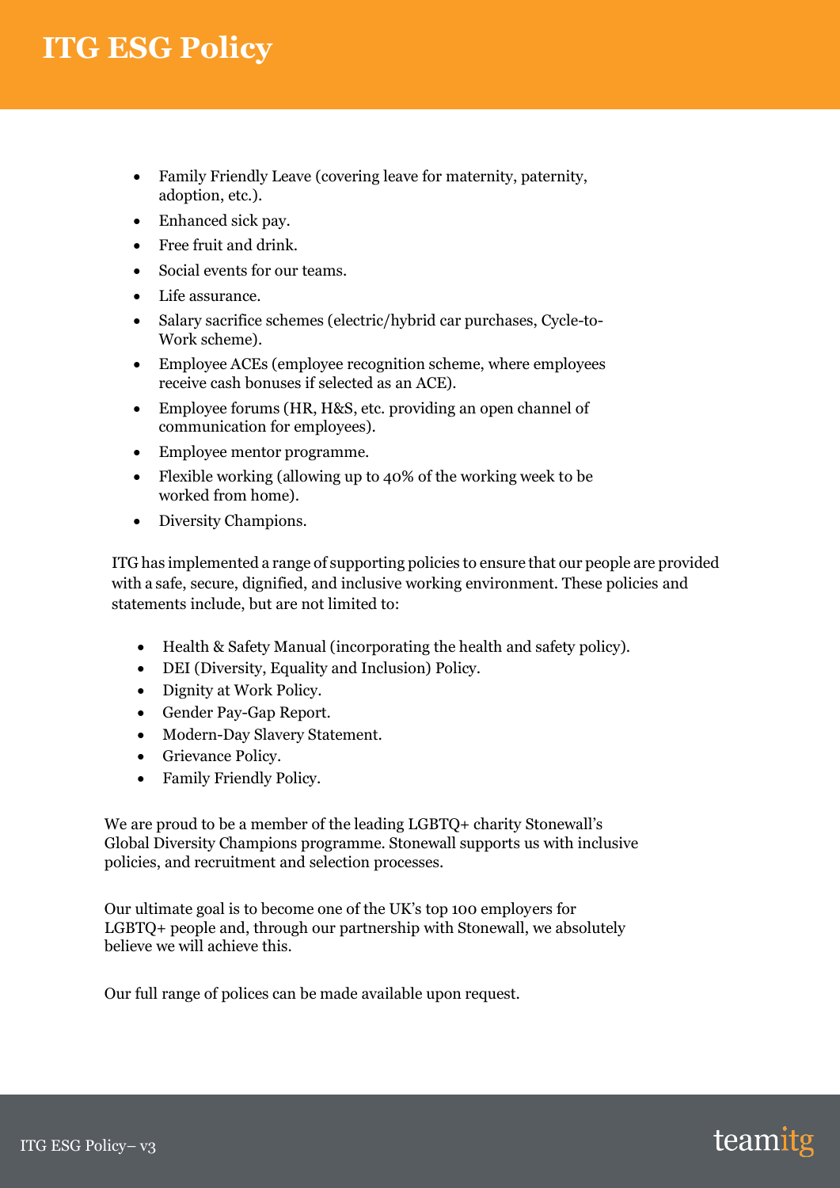- Family Friendly Leave (covering leave for maternity, paternity, adoption, etc.).
- Enhanced sick pay.
- Free fruit and drink.
- Social events for our teams.
- Life assurance.
- Salary sacrifice schemes (electric/hybrid car purchases, Cycle-to-Work scheme).
- Employee ACEs (employee recognition scheme, where employees receive cash bonuses if selected as an ACE).
- Employee forums (HR, H&S, etc. providing an open channel of communication for employees).
- Employee mentor programme.
- Flexible working (allowing up to 40% of the working week to be worked from home).
- Diversity Champions.

ITG has implemented a range of supporting policies to ensure that our people are provided with a safe, secure, dignified, and inclusive working environment. These policies and statements include, but are not limited to:

- Health & Safety Manual (incorporating the health and safety policy).
- DEI (Diversity, Equality and Inclusion) Policy.
- Dignity at Work Policy.
- Gender Pay-Gap Report.
- Modern-Day Slavery Statement.
- Grievance Policy.
- Family Friendly Policy.

We are proud to be a member of the leading LGBTQ+ charity Stonewall's Global Diversity Champions programme. Stonewall supports us with inclusive policies, and recruitment and selection processes.

Our ultimate goal is to become one of the UK's top 100 employers for LGBTQ+ people and, through our partnership with Stonewall, we absolutely believe we will achieve this.

Our full range of polices can be made available upon request.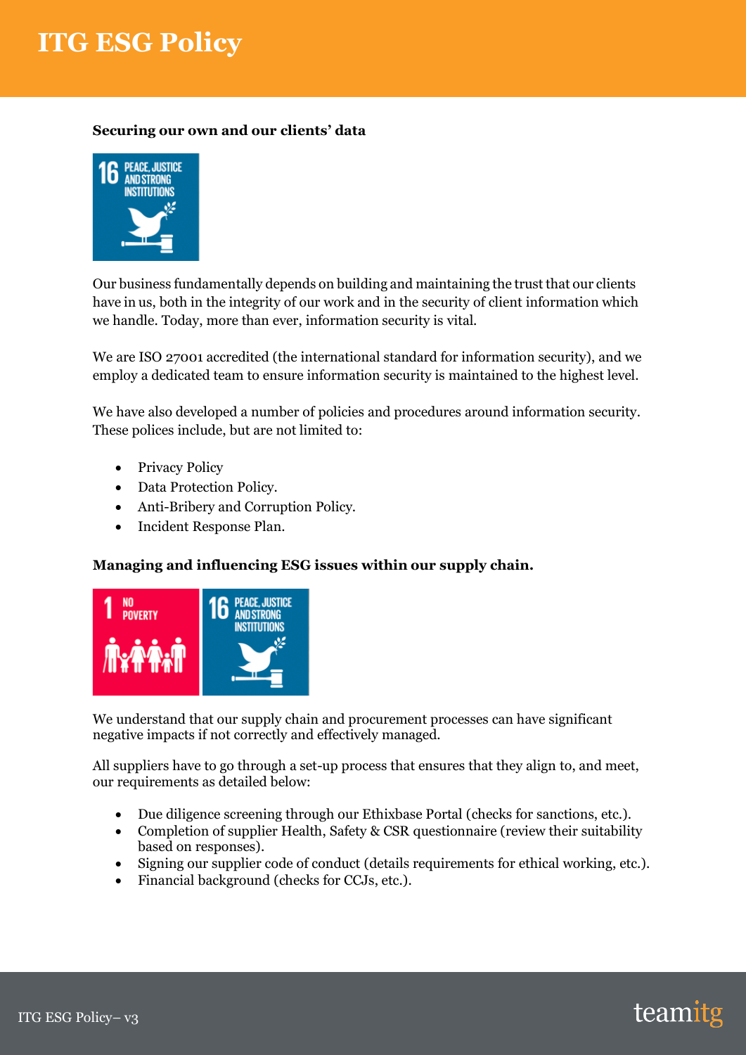### Securing our own and our clients' data

Our business fundamentally depends on building and maintaining the trust that our clients have in us, both in the integrity of our work and in the security of client information which we handle. Today, more than ever, information security is vital.

We are ISO 27001 accredited (the international standard for information security), and we employ a dedicated team to ensure information security is maintained to the highest level.

We have also developed a number of policies and procedures around information security. These polices include, but are not limited to:

- Privacy Policy
- Data Protection Policy.
- Anti-Bribery and Corruption Policy.
- Incident Response Plan.

### Managing and influencing ESG issues within our supply chain.

We understand that our supply chain and procurement processes can have significant negative impacts if not correctly and effectively managed.

All suppliers have to go through a set-up process that ensures that they align to, and meet, our requirements as detailed below:

- Due diligence screening through our Ethixbase Portal (checks for sanctions, etc.).
- Completion of supplier Health, Safety & CSR questionnaire (review their suitability based on responses).
- Signing our supplier code of conduct (details requirements for ethical working, etc.).
- Financial background (checks for CCJs, etc.).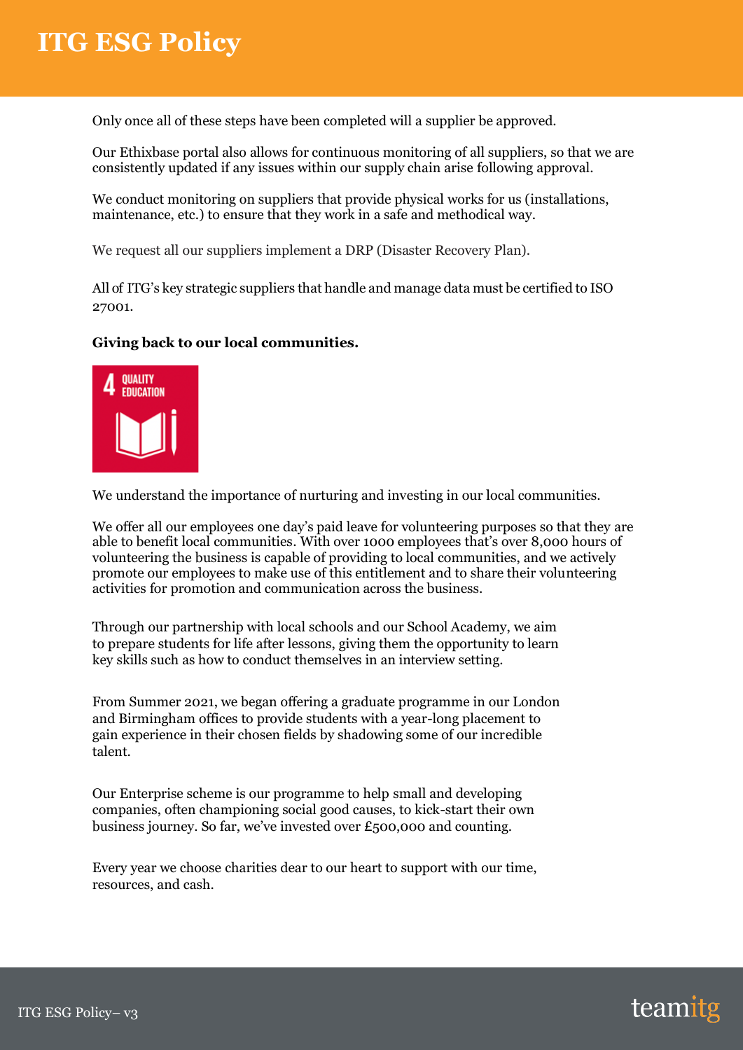Only once all of these steps have been completed will a supplier be approved.

Our Ethixbase portal also allows for continuous monitoring of all suppliers, so that we are consistently updated if any issues within our supply chain arise following approval.

We conduct monitoring on suppliers that provide physical works for us (installations, maintenance, etc.) to ensure that they work in a safe and methodical way.

We request all our suppliers implement a DRP (Disaster Recovery Plan).

All of ITG's key strategic suppliers that handle and manage data must be certified to ISO 27001.

**Giving back to our local communities.**

4 QUALITY EDUCATION

We understand the importance of nurturing and investing in our local communities.

We offer all our employees one day's paid leave for volunteering purposes so that they are able to benefit local communities. With over 1000 employees that's over 8,000 hours of volunteering the business is capable of providing to local communities, and we actively promote our employees to make use of this entitlement and to share their volunteering activities for promotion and communication across the business.

Through our partnership with local schools and our School Academy, we aim to prepare students for life after lessons, giving them the opportunity to learn key skills such as how to conduct themselves in an interview setting.

From Summer 2021, we began offering a graduate programme in our London and Birmingham offices to provide students with a year-long placement to gain experience in their chosen fields by shadowing some of our incredible talent.

Our Enterprise scheme is our programme to help small and developing companies, often championing social good causes, to kick-start their own business journey. So far, we've invested over £500,000 and counting.

Every year we choose charities dear to our heart to support with our time, resources, and cash.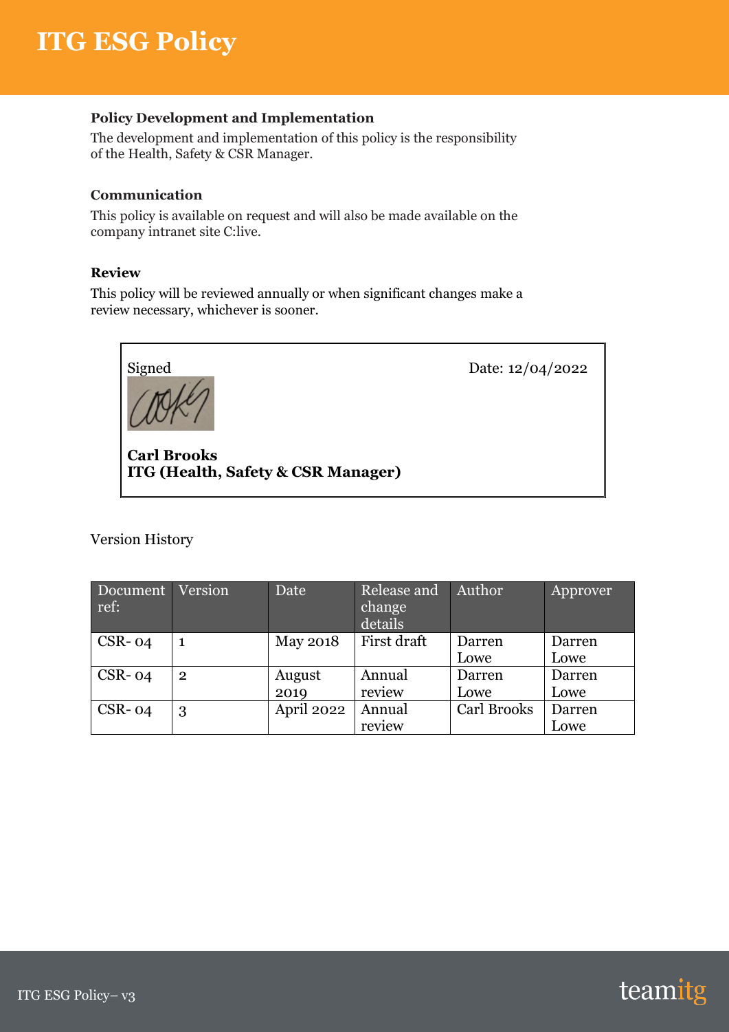### Policy Development and Implementation

The development and implementation of this policy is the responsibility of the Health, Safety & CSR Manager.

### Communication

This policy is available on request and will also be made available on the company intranet site C:live.

### Review

This policy will be reviewed annually or when significant changes make a review necessary, whichever is sooner.

Signed

Date: 12/04/2022

**Carl Brooks**
**ITG (Health, Safety & CSR Manager)**

Version History

| Document ref: | Version | Date | Release and change details | Author | Approver |
|---|---|---|---|---|---|
| CSR- 04 | 1 | May 2018 | First draft | Darren Lowe | Darren Lowe |
| CSR- 04 | 2 | August 2019 | Annual review | Darren Lowe | Darren Lowe |
| CSR- 04 | 3 | April 2022 | Annual review | Carl Brooks | Darren Lowe |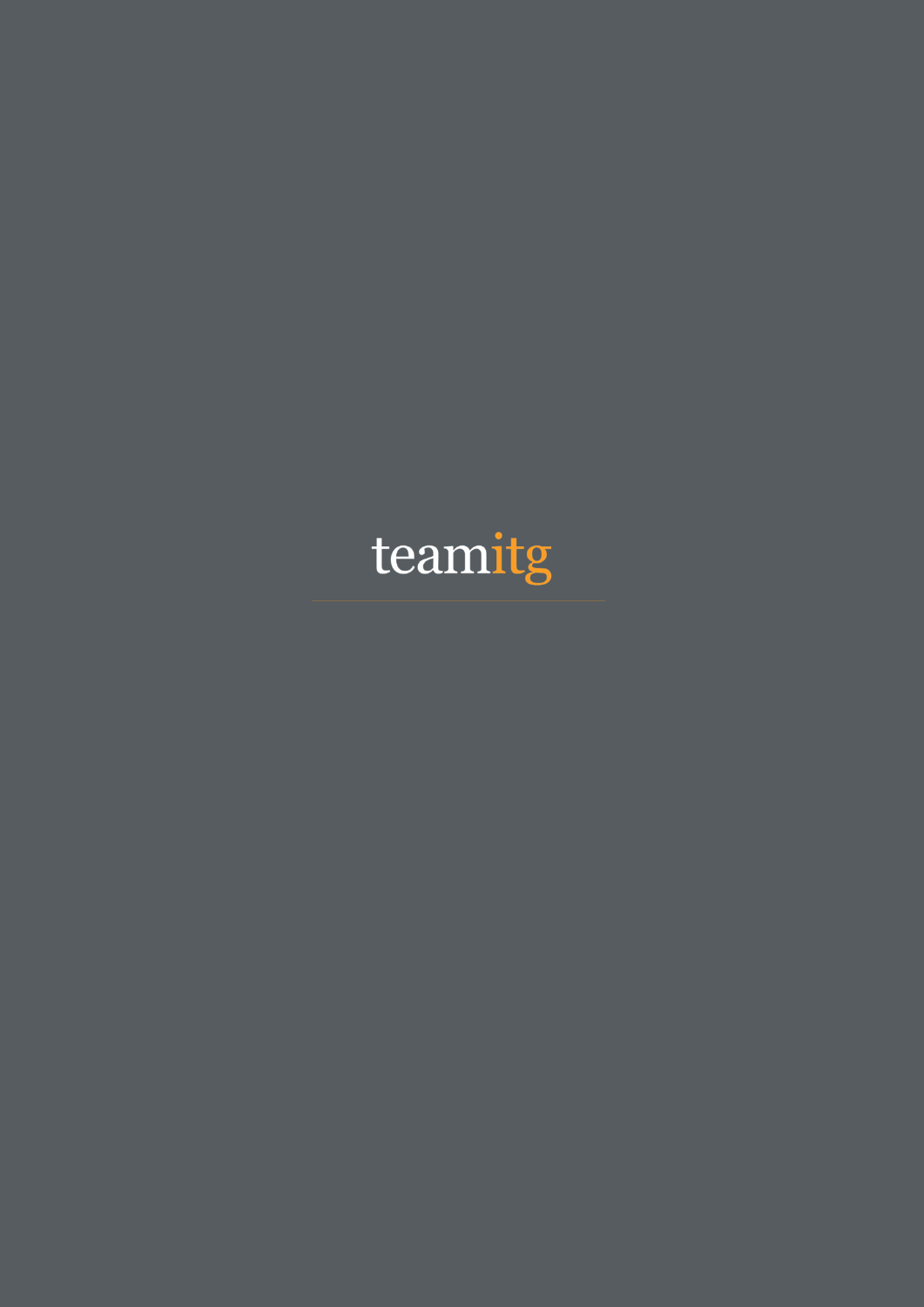teamitg